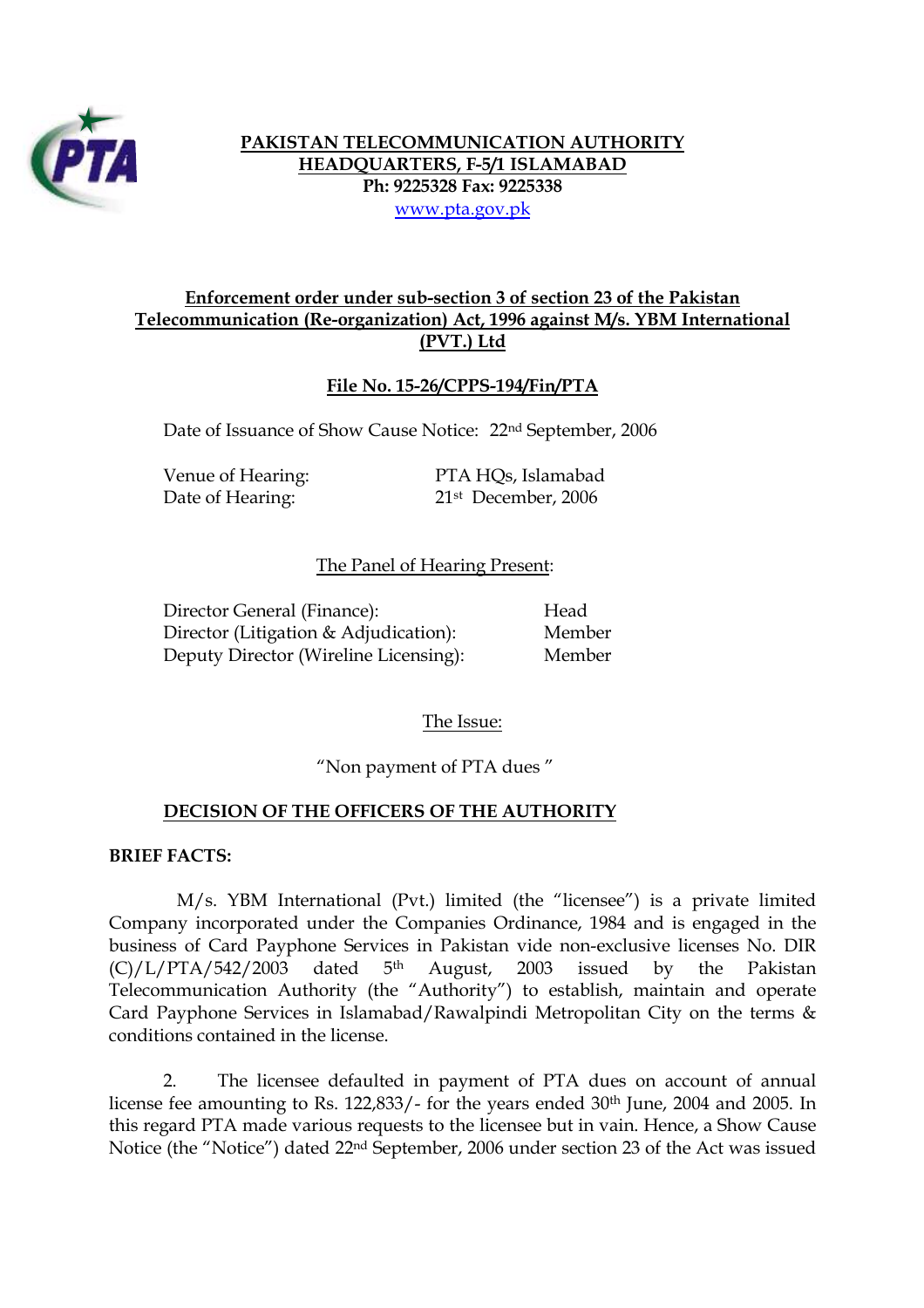**PAKISTAN TELECOMMUNICATION AUTHORITY**
**HEADQUARTERS, F-5/1 ISLAMABAD**
**Ph: 9225328 Fax: 9225338**
www.pta.gov.pk

## Enforcement order under sub-section 3 of section 23 of the Pakistan Telecommunication (Re-organization) Act, 1996 against M/s. YBM International (PVT.) Ltd

### File No. 15-26/CPPS-194/Fin/PTA

Date of Issuance of Show Cause Notice: 22nd September, 2006

Venue of Hearing: PTA HQs, Islamabad
Date of Hearing: 21st December, 2006

The Panel of Hearing Present:

| | |
|---|---|
| Director General (Finance): | Head |
| Director (Litigation & Adjudication): | Member |
| Deputy Director (Wireline Licensing): | Member |

The Issue:

"Non payment of PTA dues"

### DECISION OF THE OFFICERS OF THE AUTHORITY

**BRIEF FACTS:**

M/s. YBM International (Pvt.) limited (the "licensee") is a private limited Company incorporated under the Companies Ordinance, 1984 and is engaged in the business of Card Payphone Services in Pakistan vide non-exclusive licenses No. DIR (C)/L/PTA/542/2003 dated 5th August, 2003 issued by the Pakistan Telecommunication Authority (the "Authority") to establish, maintain and operate Card Payphone Services in Islamabad/Rawalpindi Metropolitan City on the terms & conditions contained in the license.

2. The licensee defaulted in payment of PTA dues on account of annual license fee amounting to Rs. 122,833/- for the years ended 30th June, 2004 and 2005. In this regard PTA made various requests to the licensee but in vain. Hence, a Show Cause Notice (the "Notice") dated 22nd September, 2006 under section 23 of the Act was issued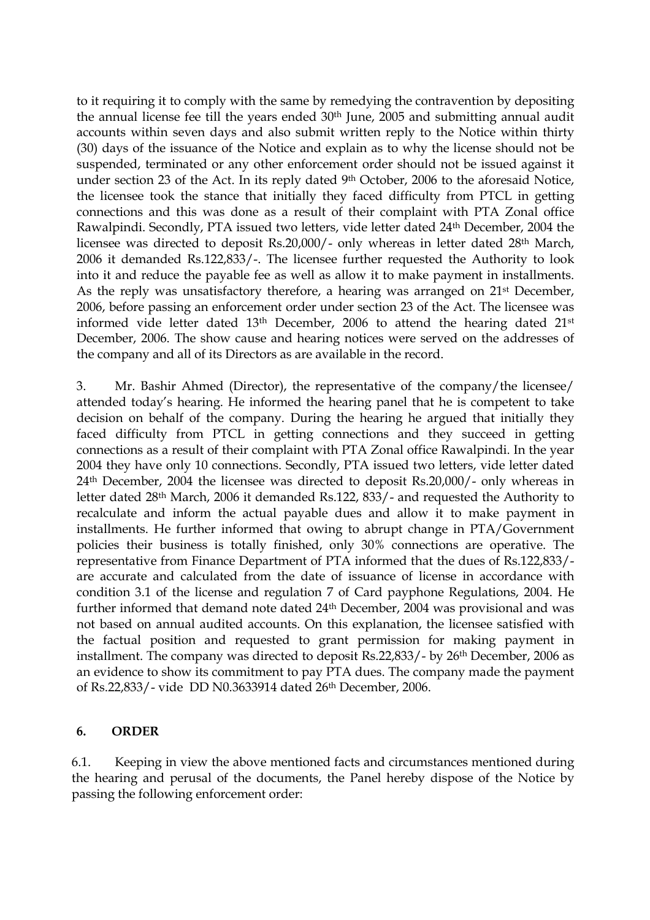to it requiring it to comply with the same by remedying the contravention by depositing the annual license fee till the years ended 30th June, 2005 and submitting annual audit accounts within seven days and also submit written reply to the Notice within thirty (30) days of the issuance of the Notice and explain as to why the license should not be suspended, terminated or any other enforcement order should not be issued against it under section 23 of the Act. In its reply dated 9th October, 2006 to the aforesaid Notice, the licensee took the stance that initially they faced difficulty from PTCL in getting connections and this was done as a result of their complaint with PTA Zonal office Rawalpindi. Secondly, PTA issued two letters, vide letter dated 24th December, 2004 the licensee was directed to deposit Rs.20,000/- only whereas in letter dated 28th March, 2006 it demanded Rs.122,833/-. The licensee further requested the Authority to look into it and reduce the payable fee as well as allow it to make payment in installments. As the reply was unsatisfactory therefore, a hearing was arranged on 21st December, 2006, before passing an enforcement order under section 23 of the Act. The licensee was informed vide letter dated 13th December, 2006 to attend the hearing dated 21st December, 2006. The show cause and hearing notices were served on the addresses of the company and all of its Directors as are available in the record.

3. Mr. Bashir Ahmed (Director), the representative of the company/the licensee/ attended today's hearing. He informed the hearing panel that he is competent to take decision on behalf of the company. During the hearing he argued that initially they faced difficulty from PTCL in getting connections and they succeed in getting connections as a result of their complaint with PTA Zonal office Rawalpindi. In the year 2004 they have only 10 connections. Secondly, PTA issued two letters, vide letter dated 24th December, 2004 the licensee was directed to deposit Rs.20,000/- only whereas in letter dated 28th March, 2006 it demanded Rs.122, 833/- and requested the Authority to recalculate and inform the actual payable dues and allow it to make payment in installments. He further informed that owing to abrupt change in PTA/Government policies their business is totally finished, only 30% connections are operative. The representative from Finance Department of PTA informed that the dues of Rs.122,833/- are accurate and calculated from the date of issuance of license in accordance with condition 3.1 of the license and regulation 7 of Card payphone Regulations, 2004. He further informed that demand note dated 24th December, 2004 was provisional and was not based on annual audited accounts. On this explanation, the licensee satisfied with the factual position and requested to grant permission for making payment in installment. The company was directed to deposit Rs.22,833/- by 26th December, 2006 as an evidence to show its commitment to pay PTA dues. The company made the payment of Rs.22,833/- vide DD N0.3633914 dated 26th December, 2006.

## 6. ORDER

6.1. Keeping in view the above mentioned facts and circumstances mentioned during the hearing and perusal of the documents, the Panel hereby dispose of the Notice by passing the following enforcement order: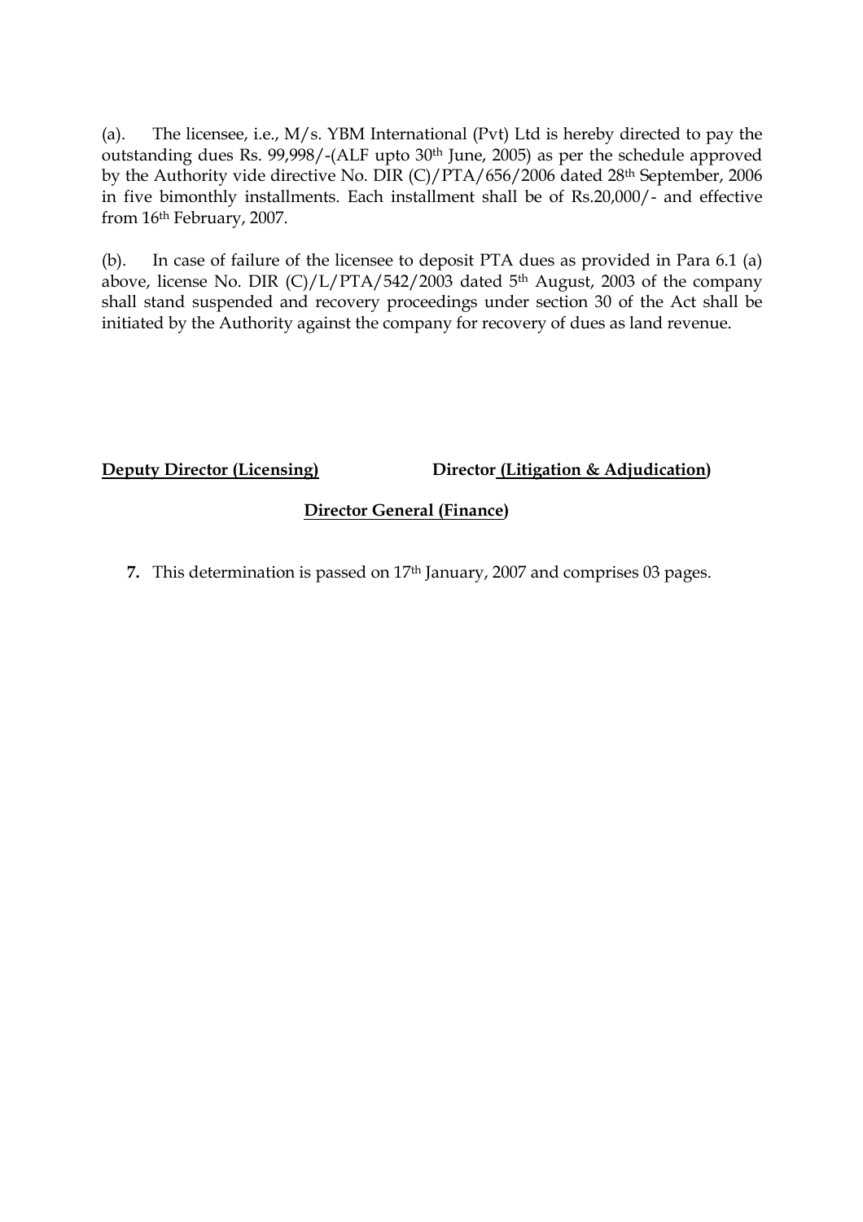(a). The licensee, i.e., M/s. YBM International (Pvt) Ltd is hereby directed to pay the outstanding dues Rs. 99,998/-(ALF upto 30th June, 2005) as per the schedule approved by the Authority vide directive No. DIR (C)/PTA/656/2006 dated 28th September, 2006 in five bimonthly installments. Each installment shall be of Rs.20,000/- and effective from 16th February, 2007.

(b). In case of failure of the licensee to deposit PTA dues as provided in Para 6.1 (a) above, license No. DIR (C)/L/PTA/542/2003 dated 5th August, 2003 of the company shall stand suspended and recovery proceedings under section 30 of the Act shall be initiated by the Authority against the company for recovery of dues as land revenue.

**Deputy Director (Licensing)** **Director (Litigation & Adjudication)**

**Director General (Finance)**

**7.** This determination is passed on 17th January, 2007 and comprises 03 pages.